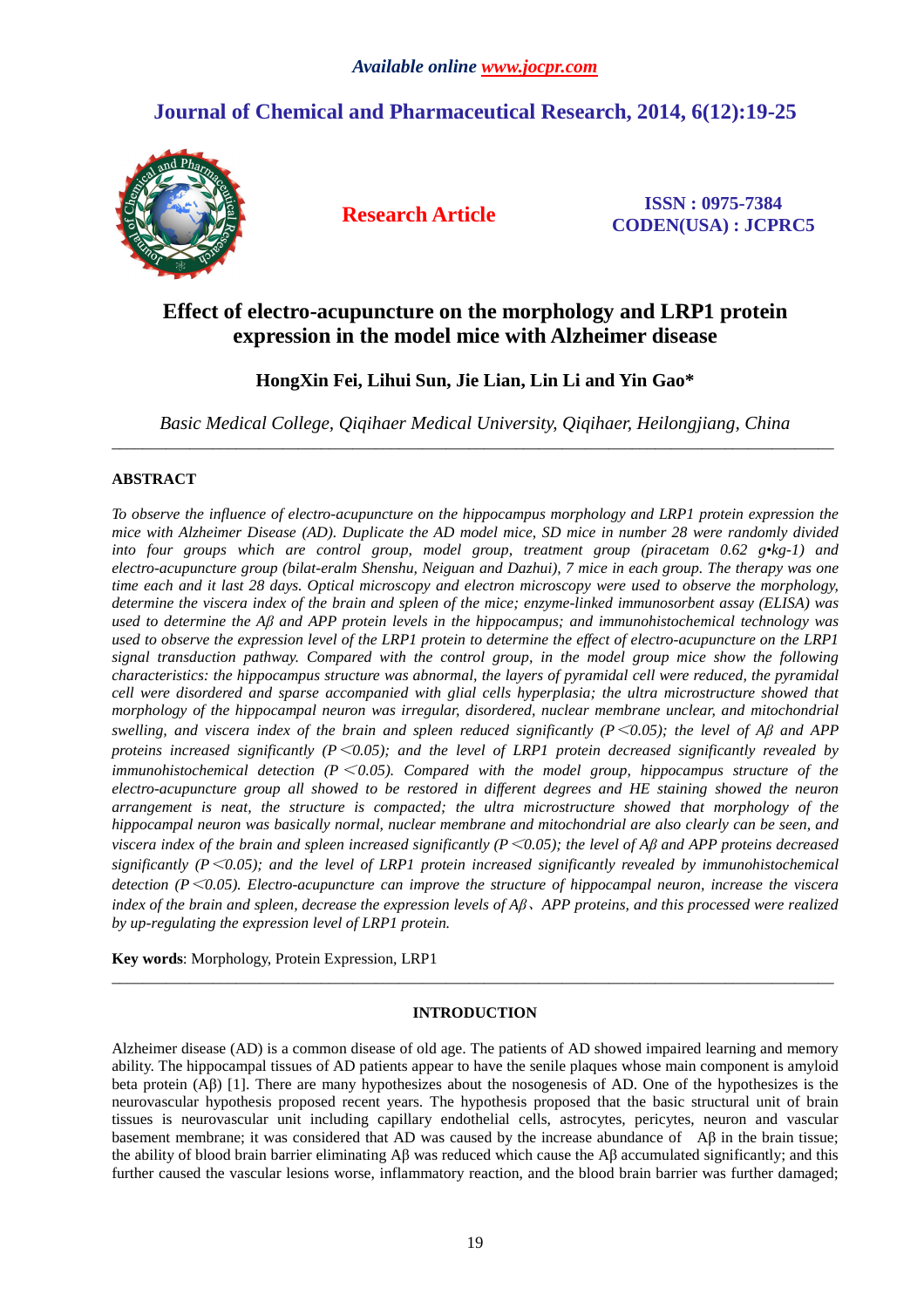*Available online www.jocpr.com*

## Journal of Chemical and Pharmaceutical Research, 2014, 6(12):19-25

**Research Article**

**ISSN : 0975-7384**
**CODEN(USA) : JCPRC5**

# Effect of electro-acupuncture on the morphology and LRP1 protein expression in the model mice with Alzheimer disease

**HongXin Fei, Lihui Sun, Jie Lian, Lin Li and Yin Gao***

*Basic Medical College, Qiqihaer Medical University, Qiqihaer, Heilongjiang, China*

---

## ABSTRACT

*To observe the influence of electro-acupuncture on the hippocampus morphology and LRP1 protein expression the mice with Alzheimer Disease (AD). Duplicate the AD model mice, SD mice in number 28 were randomly divided into four groups which are control group, model group, treatment group (piracetam 0.62 g•kg-1) and electro-acupuncture group (bilat-eralm Shenshu, Neiguan and Dazhui), 7 mice in each group. The therapy was one time each and it last 28 days. Optical microscopy and electron microscopy were used to observe the morphology, determine the viscera index of the brain and spleen of the mice; enzyme-linked immunosorbent assay (ELISA) was used to determine the Aβ and APP protein levels in the hippocampus; and immunohistochemical technology was used to observe the expression level of the LRP1 protein to determine the effect of electro-acupuncture on the LRP1 signal transduction pathway. Compared with the control group, in the model group mice show the following characteristics: the hippocampus structure was abnormal, the layers of pyramidal cell were reduced, the pyramidal cell were disordered and sparse accompanied with glial cells hyperplasia; the ultra microstructure showed that morphology of the hippocampal neuron was irregular, disordered, nuclear membrane unclear, and mitochondrial swelling, and viscera index of the brain and spleen reduced significantly ($P<0.05$); the level of Aβ and APP proteins increased significantly ($P<0.05$); and the level of LRP1 protein decreased significantly revealed by immunohistochemical detection ($P<0.05$). Compared with the model group, hippocampus structure of the electro-acupuncture group all showed to be restored in different degrees and HE staining showed that the neuron arrangement is neat, the structure is compacted; the ultra microstructure showed that morphology of the hippocampal neuron was basically normal, nuclear membrane and mitochondrial are also clearly can be seen, and viscera index of the brain and spleen increased significantly ($P<0.05$); the level of Aβ and APP proteins decreased significantly ($P<0.05$); and the level of LRP1 protein increased significantly revealed by immunohistochemical detection ($P<0.05$). Electro-acupuncture can improve the structure of hippocampal neuron, increase the viscera index of the brain and spleen, decrease the expression levels of Aβ、APP proteins, and this processed were realized by up-regulating the expression level of LRP1 protein.*

**Key words**: Morphology, Protein Expression, LRP1

---

## INTRODUCTION

Alzheimer disease (AD) is a common disease of old age. The patients of AD showed impaired learning and memory ability. The hippocampal tissues of AD patients appear to have the senile plaques whose main component is amyloid beta protein (Aβ) [1]. There are many hypothesizes about the nosogenesis of AD. One of the hypothesizes is the neurovascular hypothesis proposed recent years. The hypothesis proposed that the basic structural unit of brain tissues is neurovascular unit including capillary endothelial cells, astrocytes, pericytes, neuron and vascular basement membrane; it was considered that AD was caused by the increase abundance of Aβ in the brain tissue; the ability of blood brain barrier eliminating Aβ was reduced which cause the Aβ accumulated significantly; and this further caused the vascular lesions worse, inflammatory reaction, and the blood brain barrier was further damaged;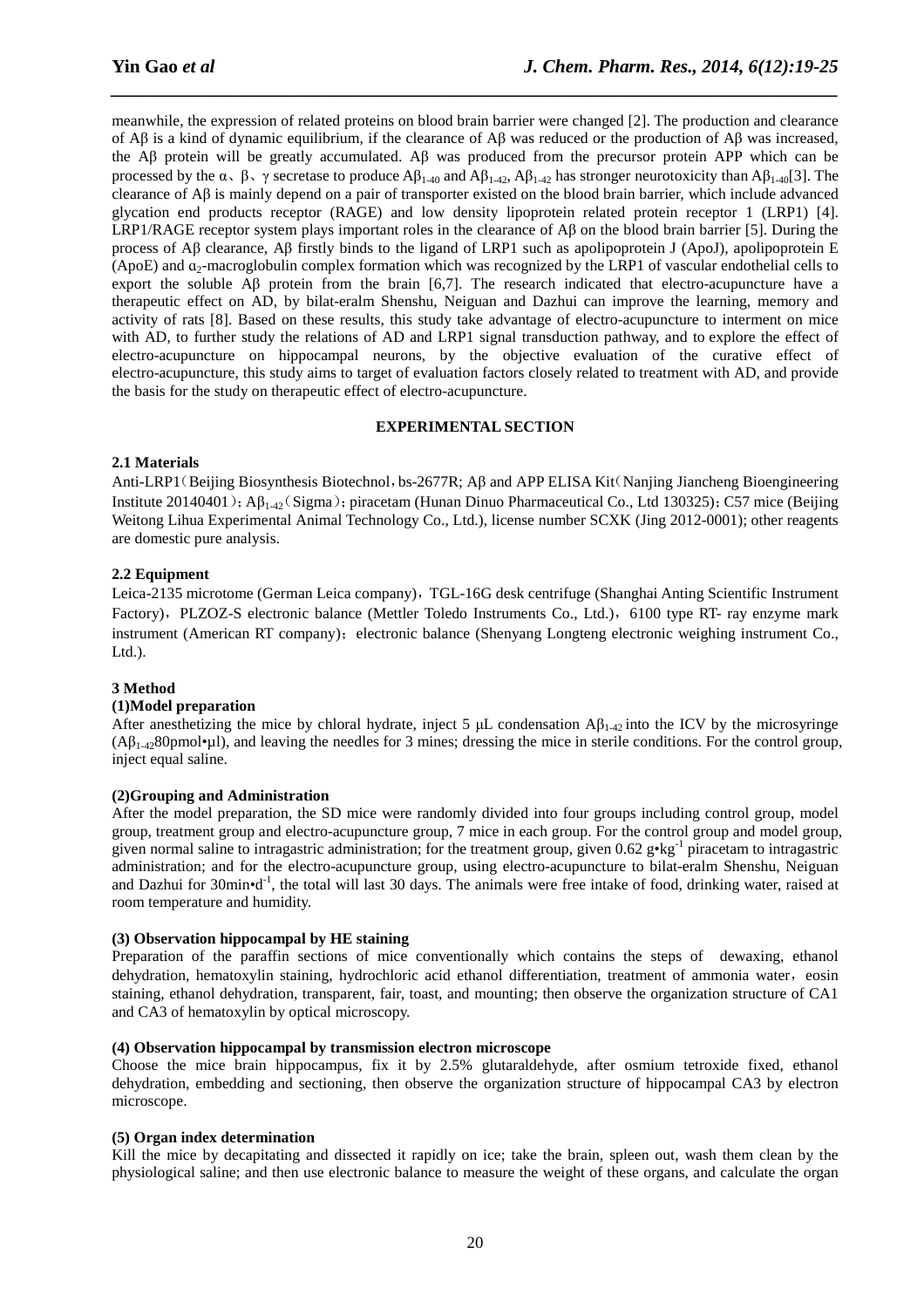meanwhile, the expression of related proteins on blood brain barrier were changed [2]. The production and clearance of Aβ is a kind of dynamic equilibrium, if the clearance of Aβ was reduced or the production of Aβ was increased, the Aβ protein will be greatly accumulated. Aβ was produced from the precursor protein APP which can be processed by the α、β、γ secretase to produce $Aβ_{1-40}$ and $Aβ_{1-42}$, $Aβ_{1-42}$ has stronger neurotoxicity than $Aβ_{1-40}$[3]. The clearance of Aβ is mainly depend on a pair of transporter existed on the blood brain barrier, which include advanced glycation end products receptor (RAGE) and low density lipoprotein related protein receptor 1 (LRP1) [4]. LRP1/RAGE receptor system plays important roles in the clearance of Aβ on the blood brain barrier [5]. During the process of Aβ clearance, Aβ firstly binds to the ligand of LRP1 such as apolipoprotein J (ApoJ), apolipoprotein E (ApoE) and $α_2$-macroglobulin complex formation which was recognized by the LRP1 of vascular endothelial cells to export the soluble Aβ protein from the brain [6,7]. The research indicated that electro-acupuncture have a therapeutic effect on AD, by bilat-eralm Shenshu, Neiguan and Dazhui can improve the learning, memory and activity of rats [8]. Based on these results, this study take advantage of electro-acupuncture to interment on mice with AD, to further study the relations of AD and LRP1 signal transduction pathway, and to explore the effect of electro-acupuncture on hippocampal neurons, by the objective evaluation of the curative effect of electro-acupuncture, this study aims to target of evaluation factors closely related to treatment with AD, and provide the basis for the study on therapeutic effect of electro-acupuncture.

## EXPERIMENTAL SECTION

### 2.1 Materials

Anti-LRP1（Beijing Biosynthesis Biotechnol，bs-2677R; Aβ and APP ELISA Kit（Nanjing Jiancheng Bioengineering Institute 20140401）; $Aβ_{1-42}$（Sigma）; piracetam (Hunan Dinuo Pharmaceutical Co., Ltd 130325); C57 mice (Beijing Weitong Lihua Experimental Animal Technology Co., Ltd.), license number SCXK (Jing 2012-0001); other reagents are domestic pure analysis.

### 2.2 Equipment

Leica-2135 microtome (German Leica company)，TGL-16G desk centrifuge (Shanghai Anting Scientific Instrument Factory)，PLZOZ-S electronic balance (Mettler Toledo Instruments Co., Ltd.)，6100 type RT- ray enzyme mark instrument (American RT company)；electronic balance (Shenyang Longteng electronic weighing instrument Co., Ltd.).

### 3 Method

#### (1)Model preparation

After anesthetizing the mice by chloral hydrate, inject 5 μL condensation $Aβ_{1-42}$ into the ICV by the microsyringe ($Aβ_{1-42}$80pmol•μl), and leaving the needles for 3 mines; dressing the mice in sterile conditions. For the control group, inject equal saline.

#### (2)Grouping and Administration

After the model preparation, the SD mice were randomly divided into four groups including control group, model group, treatment group and electro-acupuncture group, 7 mice in each group. For the control group and model group, given normal saline to intragastric administration; for the treatment group, given 0.62 $g•kg^{-1}$ piracetam to intragastric administration; and for the electro-acupuncture group, using electro-acupuncture to bilat-eralm Shenshu, Neiguan and Dazhui for $30min•d^{-1}$, the total will last 30 days. The animals were free intake of food, drinking water, raised at room temperature and humidity.

#### (3) Observation hippocampal by HE staining

Preparation of the paraffin sections of mice conventionally which contains the steps of dewaxing, ethanol dehydration, hematoxylin staining, hydrochloric acid ethanol differentiation, treatment of ammonia water，eosin staining, ethanol dehydration, transparent, fair, toast, and mounting; then observe the organization structure of CA1 and CA3 of hematoxylin by optical microscopy.

#### (4) Observation hippocampal by transmission electron microscope

Choose the mice brain hippocampus, fix it by 2.5% glutaraldehyde, after osmium tetroxide fixed, ethanol dehydration, embedding and sectioning, then observe the organization structure of hippocampal CA3 by electron microscope.

#### (5) Organ index determination

Kill the mice by decapitating and dissected it rapidly on ice; take the brain, spleen out, wash them clean by the physiological saline; and then use electronic balance to measure the weight of these organs, and calculate the organ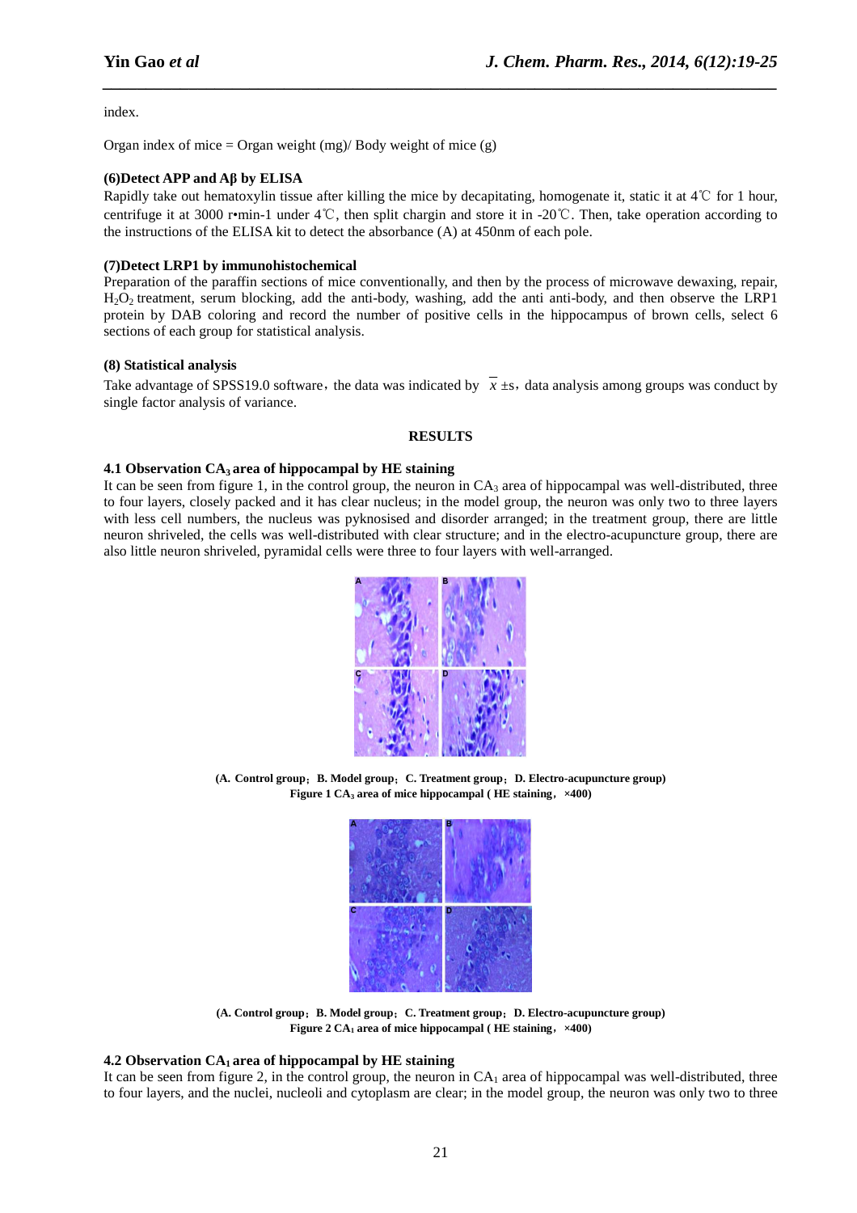index.

Organ index of mice = Organ weight (mg)/ Body weight of mice (g)

**(6)Detect APP and Aβ by ELISA**

Rapidly take out hematoxylin tissue after killing the mice by decapitating, homogenate it, static it at 4℃ for 1 hour, centrifuge it at 3000 r•min-1 under 4℃, then split chargin and store it in -20℃. Then, take operation according to the instructions of the ELISA kit to detect the absorbance (A) at 450nm of each pole.

**(7)Detect LRP1 by immunohistochemical**

Preparation of the paraffin sections of mice conventionally, and then by the process of microwave dewaxing, repair, $H_2O_2$ treatment, serum blocking, add the anti-body, washing, add the anti anti-body, and then observe the LRP1 protein by DAB coloring and record the number of positive cells in the hippocampus of brown cells, select 6 sections of each group for statistical analysis.

**(8) Statistical analysis**

Take advantage of SPSS19.0 software，the data was indicated by $\overline{x}$ ±s，data analysis among groups was conduct by single factor analysis of variance.

## RESULTS

**4.1 Observation $CA_3$ area of hippocampal by HE staining**

It can be seen from figure 1, in the control group, the neuron in $CA_3$ area of hippocampal was well-distributed, three to four layers, closely packed and it has clear nucleus; in the model group, the neuron was only two to three layers with less cell numbers, the nucleus was pyknosised and disorder arranged; in the treatment group, there are little neuron shriveled, the cells was well-distributed with clear structure; and in the electro-acupuncture group, there are also little neuron shriveled, pyramidal cells were three to four layers with well-arranged.

**(A. Control group；B. Model group；C. Treatment group；D. Electro-acupuncture group)**
**Figure 1 $CA_3$ area of mice hippocampal ( HE staining，×400)**

**(A. Control group；B. Model group；C. Treatment group；D. Electro-acupuncture group)**
**Figure 2 $CA_1$ area of mice hippocampal ( HE staining，×400)**

**4.2 Observation $CA_1$ area of hippocampal by HE staining**

It can be seen from figure 2, in the control group, the neuron in $CA_1$ area of hippocampal was well-distributed, three to four layers, and the nuclei, nucleoli and cytoplasm are clear; in the model group, the neuron was only two to three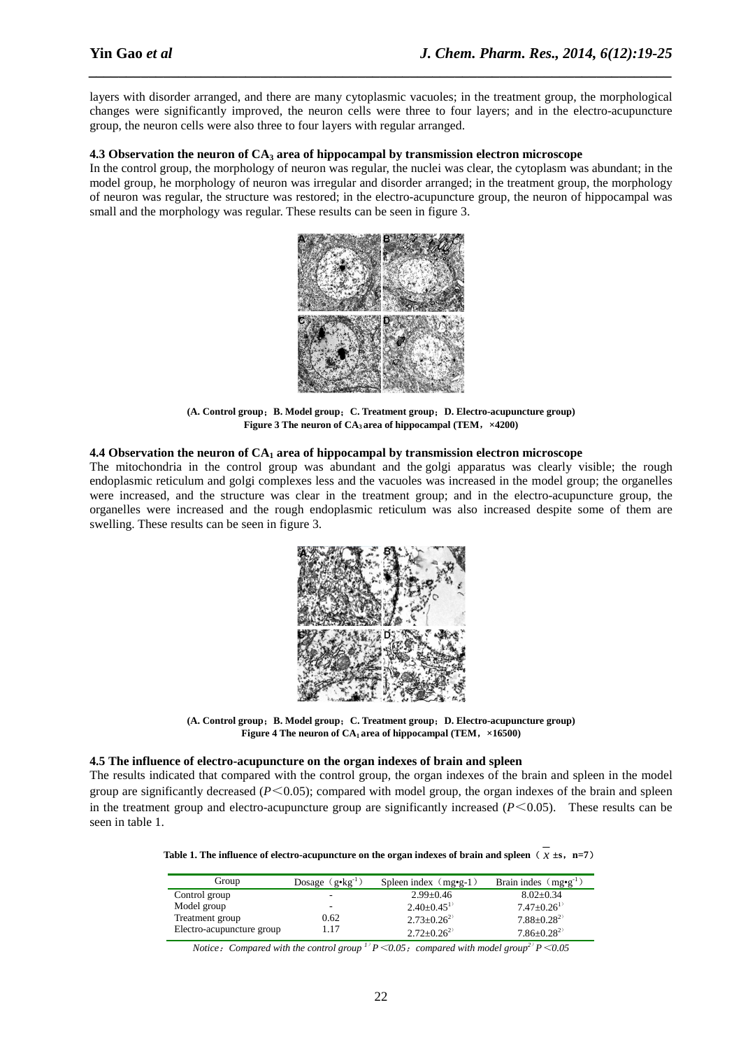layers with disorder arranged, and there are many cytoplasmic vacuoles; in the treatment group, the morphological changes were significantly improved, the neuron cells were three to four layers; and in the electro-acupuncture group, the neuron cells were also three to four layers with regular arranged.

### 4.3 Observation the neuron of $CA_3$ area of hippocampal by transmission electron microscope

In the control group, the morphology of neuron was regular, the nuclei was clear, the cytoplasm was abundant; in the model group, he morphology of neuron was irregular and disorder arranged; in the treatment group, the morphology of neuron was regular, the structure was restored; in the electro-acupuncture group, the neuron of hippocampal was small and the morphology was regular. These results can be seen in figure 3.

**(A. Control group；B. Model group；C. Treatment group；D. Electro-acupuncture group)**
**Figure 3 The neuron of $CA_3$ area of hippocampal (TEM，×4200)**

### 4.4 Observation the neuron of $CA_1$ area of hippocampal by transmission electron microscope

The mitochondria in the control group was abundant and the golgi apparatus was clearly visible; the rough endoplasmic reticulum and golgi complexes less and the vacuoles was increased in the model group; the organelles were increased, and the structure was clear in the treatment group; and in the electro-acupuncture group, the organelles were increased and the rough endoplasmic reticulum was also increased despite some of them are swelling. These results can be seen in figure 3.

**(A. Control group；B. Model group；C. Treatment group；D. Electro-acupuncture group)**
**Figure 4 The neuron of $CA_1$ area of hippocampal (TEM，×16500)**

### 4.5 The influence of electro-acupuncture on the organ indexes of brain and spleen

The results indicated that compared with the control group, the organ indexes of the brain and spleen in the model group are significantly decreased ($P<0.05$); compared with model group, the organ indexes of the brain and spleen in the treatment group and electro-acupuncture group are significantly increased ($P<0.05$). These results can be seen in table 1.

**Table 1. The influence of electro-acupuncture on the organ indexes of brain and spleen（$\bar{x}\pm s$，n=7）**

| Group | Dosage（$g\cdot kg^{-1}$） | Spleen index（mg•g-1） | Brain indes（$mg\cdot g^{-1}$） |
|---|---|---|---|
| Control group | - | 2.99±0.46 | 8.02±0.34 |
| Model group | - | 2.40±0.45[1)] | 7.47±0.26[1)] |
| Treatment group | 0.62 | 2.73±0.26[2)] | 7.88±0.28[2)] |
| Electro-acupuncture group | 1.17 | 2.72±0.26[2)] | 7.86±0.28[2)] |

*Notice：Compared with the control group [1)] $P<0.05$；compared with model group[2)] $P<0.05$*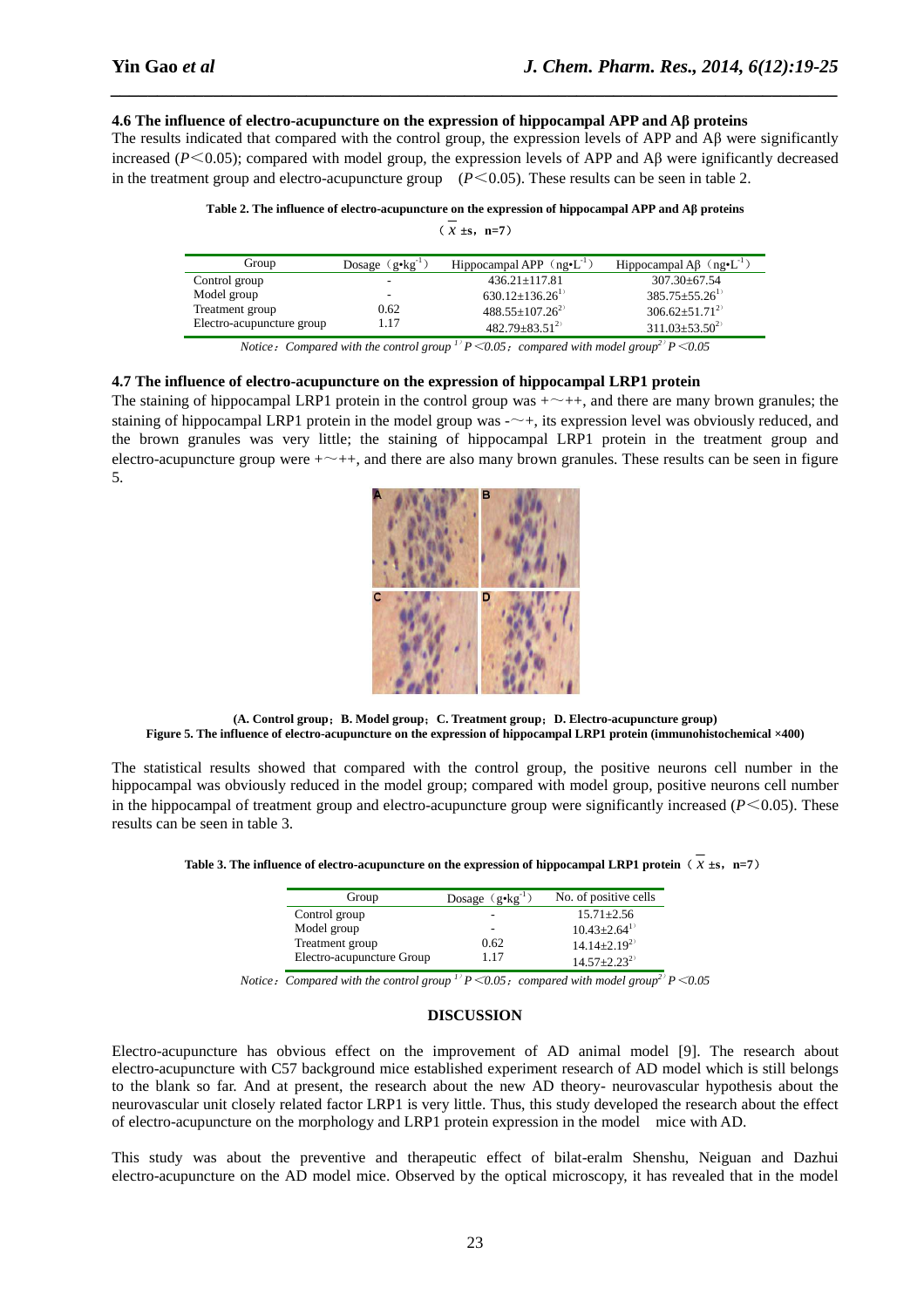### 4.6 The influence of electro-acupuncture on the expression of hippocampal APP and Aβ proteins

The results indicated that compared with the control group, the expression levels of APP and Aβ were significantly increased ($P<0.05$); compared with model group, the expression levels of APP and Aβ were ignificantly decreased in the treatment group and electro-acupuncture group ($P<0.05$). These results can be seen in table 2.

**Table 2. The influence of electro-acupuncture on the expression of hippocampal APP and Aβ proteins**

**($\bar{X}$ ±s，n=7)**

| Group | Dosage（g•kg$^{-1}$） | Hippocampal APP（ng•L$^{-1}$） | Hippocampal Aβ（ng•L$^{-1}$） |
|---|---|---|---|
| Control group | - | 436.21±117.81 | 307.30±67.54 |
| Model group | - | 630.12±136.26[1) ] | 385.75±55.26[1) ] |
| Treatment group | 0.62 | 488.55±107.26[2) ] | 306.62±51.71[2) ] |
| Electro-acupuncture group | 1.17 | 482.79±83.51[2) ] | 311.03±53.50[2) ] |

*Notice：Compared with the control group [1) ] $P<0.05$；compared with model group[2) ] $P<0.05$*

### 4.7 The influence of electro-acupuncture on the expression of hippocampal LRP1 protein

The staining of hippocampal LRP1 protein in the control group was +～++, and there are many brown granules; the staining of hippocampal LRP1 protein in the model group was -～+, its expression level was obviously reduced, and the brown granules was very little; the staining of hippocampal LRP1 protein in the treatment group and electro-acupuncture group were +～++, and there are also many brown granules. These results can be seen in figure 5.

**(A. Control group；B. Model group；C. Treatment group；D. Electro-acupuncture group)**

**Figure 5. The influence of electro-acupuncture on the expression of hippocampal LRP1 protein (immunohistochemical ×400)**

The statistical results showed that compared with the control group, the positive neurons cell number in the hippocampal was obviously reduced in the model group; compared with model group, positive neurons cell number in the hippocampal of treatment group and electro-acupuncture group were significantly increased ($P<0.05$). These results can be seen in table 3.

**Table 3. The influence of electro-acupuncture on the expression of hippocampal LRP1 protein（$\bar{X}$ ±s，n=7）**

| Group | Dosage（g•kg$^{-1}$） | No. of positive cells |
|---|---|---|
| Control group | - | 15.71±2.56 |
| Model group | - | 10.43±2.64[1) ] |
| Treatment group | 0.62 | 14.14±2.19[2) ] |
| Electro-acupuncture Group | 1.17 | 14.57±2.23[2) ] |

*Notice：Compared with the control group [1) ] $P<0.05$；compared with model group[2) ] $P<0.05$*

## DISCUSSION

Electro-acupuncture has obvious effect on the improvement of AD animal model [9]. The research about electro-acupuncture with C57 background mice established experiment research of AD model which is still belongs to the blank so far. And at present, the research about the new AD theory- neurovascular hypothesis about the neurovascular unit closely related factor LRP1 is very little. Thus, this study developed the research about the effect of electro-acupuncture on the morphology and LRP1 protein expression in the model mice with AD.

This study was about the preventive and therapeutic effect of bilat-eralm Shenshu, Neiguan and Dazhui electro-acupuncture on the AD model mice. Observed by the optical microscopy, it has revealed that in the model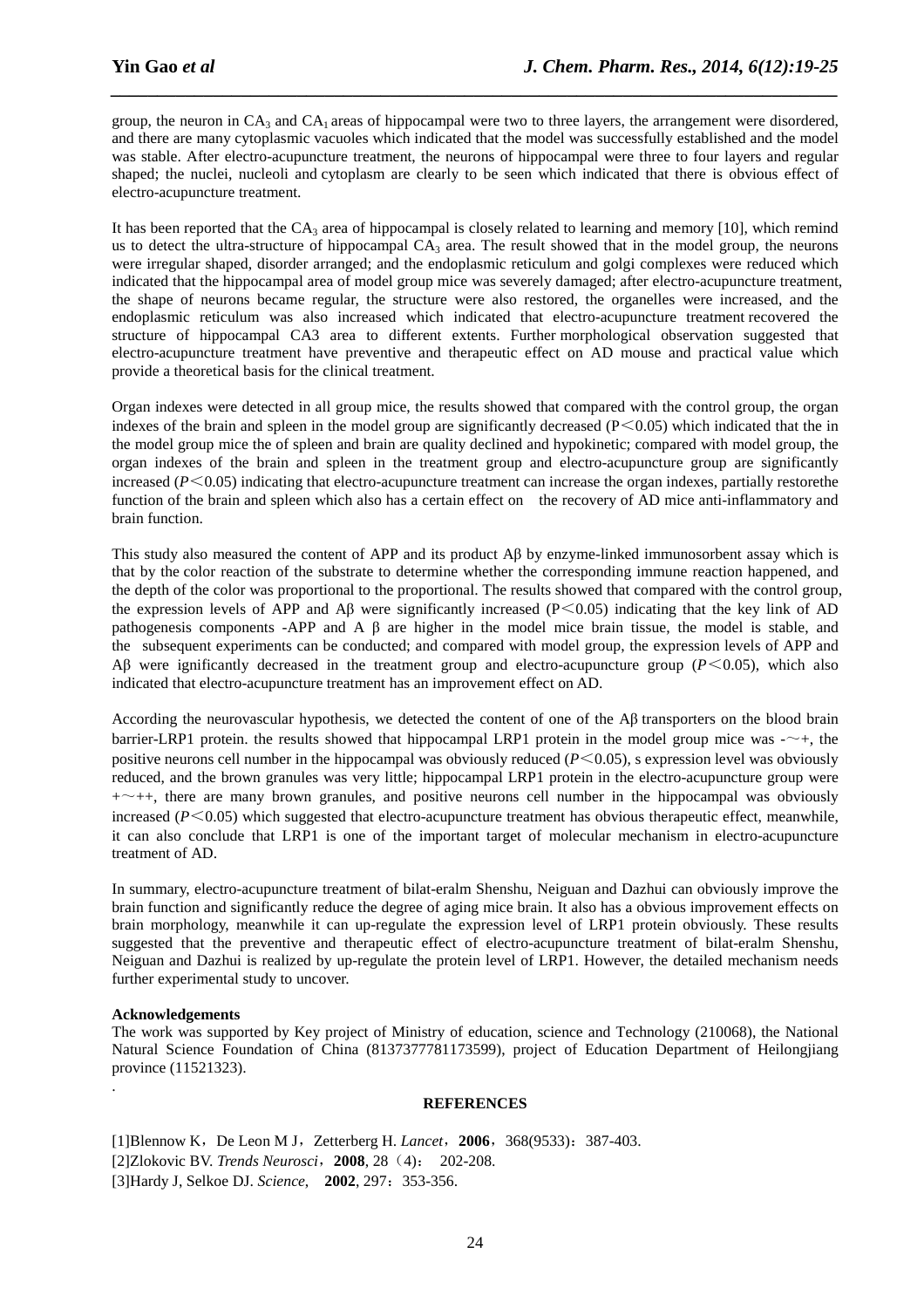group, the neuron in $CA_3$ and $CA_1$ areas of hippocampal were two to three layers, the arrangement were disordered, and there are many cytoplasmic vacuoles which indicated that the model was successfully established and the model was stable. After electro-acupuncture treatment, the neurons of hippocampal were three to four layers and regular shaped; the nuclei, nucleoli and cytoplasm are clearly to be seen which indicated that there is obvious effect of electro-acupuncture treatment.

It has been reported that the $CA_3$ area of hippocampal is closely related to learning and memory [10], which remind us to detect the ultra-structure of hippocampal $CA_3$ area. The result showed that in the model group, the neurons were irregular shaped, disorder arranged; and the endoplasmic reticulum and golgi complexes were reduced which indicated that the hippocampal area of model group mice was severely damaged; after electro-acupuncture treatment, the shape of neurons became regular, the structure were also restored, the organelles were increased, and the endoplasmic reticulum was also increased which indicated that electro-acupuncture treatment recovered the structure of hippocampal CA3 area to different extents. Further morphological observation suggested that electro-acupuncture treatment have preventive and therapeutic effect on AD mouse and practical value which provide a theoretical basis for the clinical treatment.

Organ indexes were detected in all group mice, the results showed that compared with the control group, the organ indexes of the brain and spleen in the model group are significantly decreased ($P<0.05$) which indicated that the in the model group mice the of spleen and brain are quality declined and hypokinetic; compared with model group, the organ indexes of the brain and spleen in the treatment group and electro-acupuncture group are significantly increased ($P<0.05$) indicating that electro-acupuncture treatment can increase the organ indexes, partially restorethe function of the brain and spleen which also has a certain effect on the recovery of AD mice anti-inflammatory and brain function.

This study also measured the content of APP and its product Aβ by enzyme-linked immunosorbent assay which is that by the color reaction of the substrate to determine whether the corresponding immune reaction happened, and the depth of the color was proportional to the proportional. The results showed that compared with the control group, the expression levels of APP and Aβ were significantly increased ($P<0.05$) indicating that the key link of AD pathogenesis components -APP and A β are higher in the model mice brain tissue, the model is stable, and the subsequent experiments can be conducted; and compared with model group, the expression levels of APP and Aβ were ignificantly decreased in the treatment group and electro-acupuncture group ($P<0.05$), which also indicated that electro-acupuncture treatment has an improvement effect on AD.

According the neurovascular hypothesis, we detected the content of one of the Aβ transporters on the blood brain barrier-LRP1 protein. the results showed that hippocampal LRP1 protein in the model group mice was -～+, the positive neurons cell number in the hippocampal was obviously reduced ($P<0.05$), s expression level was obviously reduced, and the brown granules was very little; hippocampal LRP1 protein in the electro-acupuncture group were +～++, there are many brown granules, and positive neurons cell number in the hippocampal was obviously increased ($P<0.05$) which suggested that electro-acupuncture treatment has obvious therapeutic effect, meanwhile, it can also conclude that LRP1 is one of the important target of molecular mechanism in electro-acupuncture treatment of AD.

In summary, electro-acupuncture treatment of bilat-eralm Shenshu, Neiguan and Dazhui can obviously improve the brain function and significantly reduce the degree of aging mice brain. It also has a obvious improvement effects on brain morphology, meanwhile it can up-regulate the expression level of LRP1 protein obviously. These results suggested that the preventive and therapeutic effect of electro-acupuncture treatment of bilat-eralm Shenshu, Neiguan and Dazhui is realized by up-regulate the protein level of LRP1. However, the detailed mechanism needs further experimental study to uncover.

**Acknowledgements**

The work was supported by Key project of Ministry of education, science and Technology (210068), the National Natural Science Foundation of China (8137377781173599), project of Education Department of Heilongjiang province (11521323).

.

## REFERENCES

[1]Blennow K，De Leon M J，Zetterberg H. *Lancet*，**2006**，368(9533)：387-403.

[2]Zlokovic BV. *Trends Neurosci*，**2008**, 28（4）： 202-208.

[3]Hardy J, Selkoe DJ. *Science*, **2002**, 297：353-356.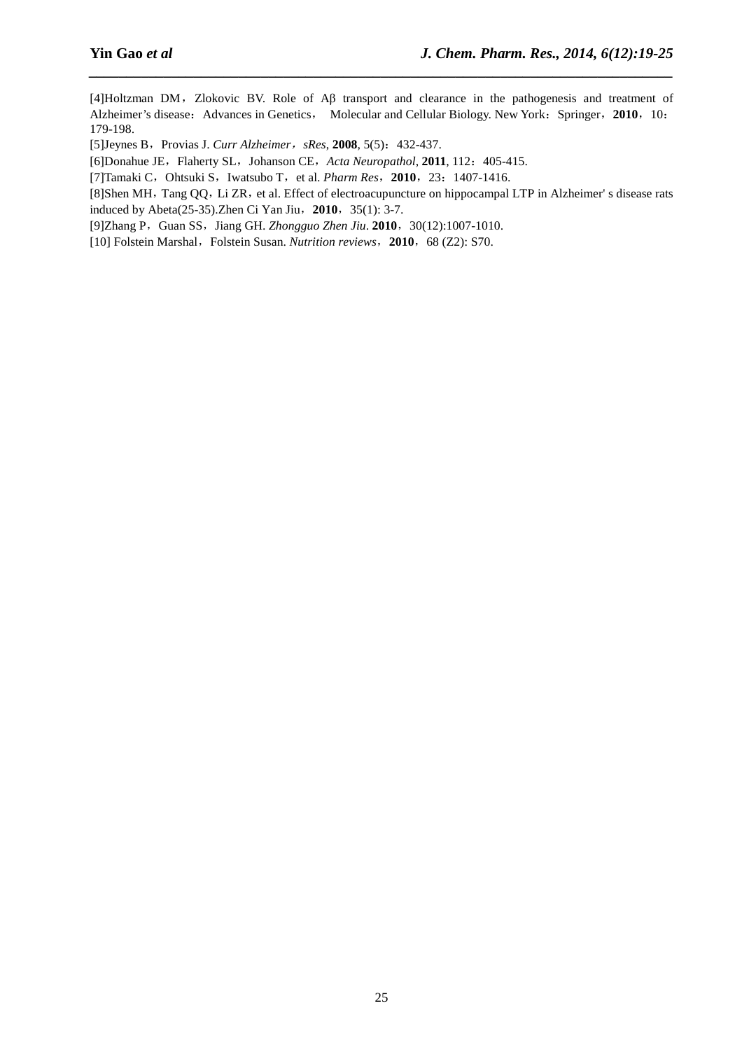[4]Holtzman DM，Zlokovic BV. Role of Aβ transport and clearance in the pathogenesis and treatment of Alzheimer's disease：Advances in Genetics， Molecular and Cellular Biology. New York：Springer，**2010**，10：179-198.

[5]Jeynes B，Provias J. *Curr Alzheimer，sRes*, **2008**, 5(5)：432-437.

[6]Donahue JE，Flaherty SL，Johanson CE，*Acta Neuropathol*, **2011**, 112：405-415.

[7]Tamaki C，Ohtsuki S，Iwatsubo T，et al. *Pharm Res*，**2010**，23：1407-1416.

[8]Shen MH，Tang QQ，Li ZR，et al. Effect of electroacupuncture on hippocampal LTP in Alzheimer' s disease rats induced by Abeta(25-35).Zhen Ci Yan Jiu，**2010**，35(1): 3-7.

[9]Zhang P，Guan SS，Jiang GH. *Zhongguo Zhen Jiu*. **2010**，30(12):1007-1010.

[10] Folstein Marshal，Folstein Susan. *Nutrition reviews*，**2010**，68 (Z2): S70.